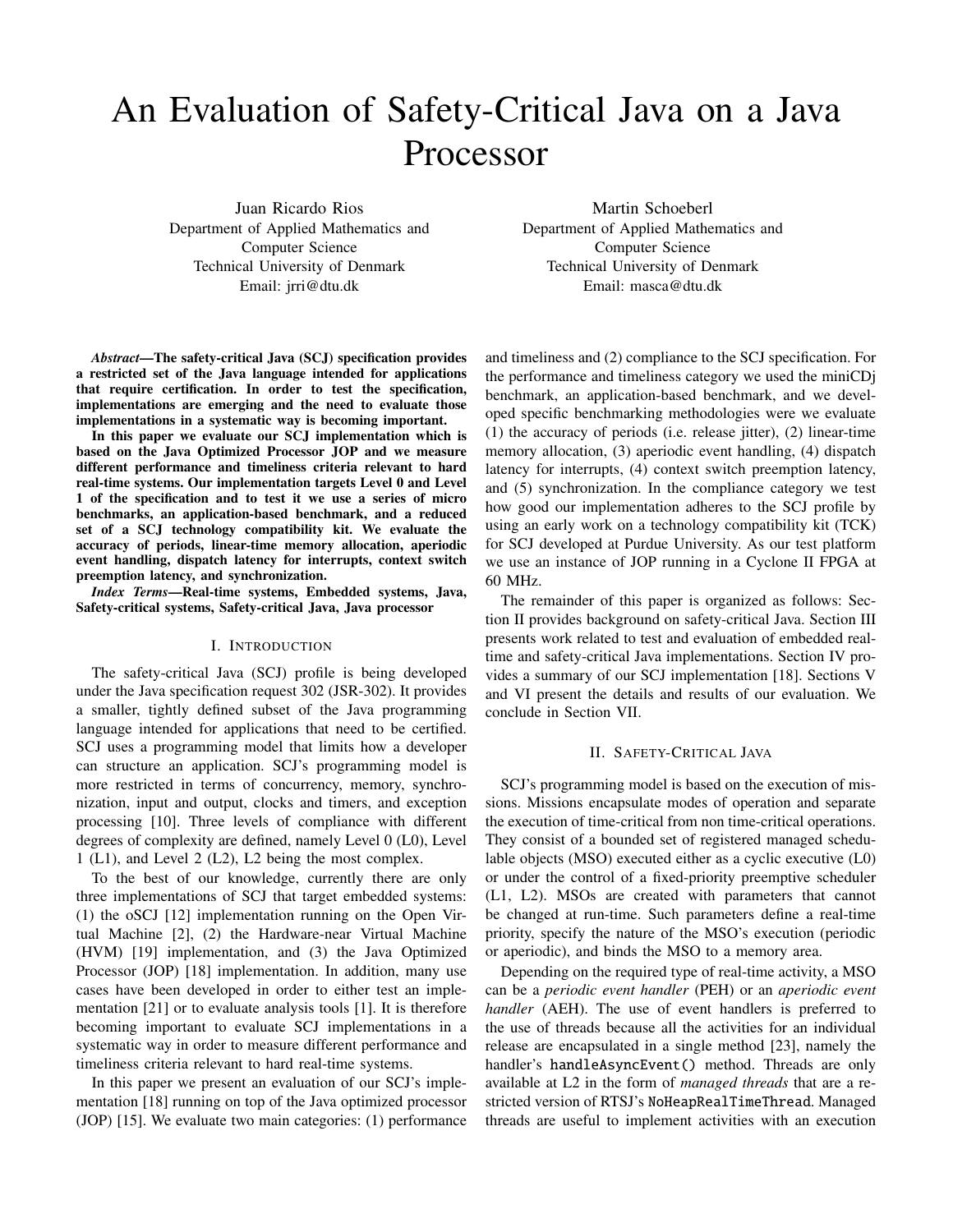# An Evaluation of Safety-Critical Java on a Java Processor

Juan Ricardo Rios
Department of Applied Mathematics and Computer Science
Technical University of Denmark
Email: jrri@dtu.dk

Martin Schoeberl
Department of Applied Mathematics and Computer Science
Technical University of Denmark
Email: masca@dtu.dk

***Abstract*—The safety-critical Java (SCJ) specification provides a restricted set of the Java language intended for applications that require certification. In order to test the specification, implementations are emerging and the need to evaluate those implementations in a systematic way is becoming important.**

**In this paper we evaluate our SCJ implementation which is based on the Java Optimized Processor JOP and we measure different performance and timeliness criteria relevant to hard real-time systems. Our implementation targets Level 0 and Level 1 of the specification and to test it we use a series of micro benchmarks, an application-based benchmark, and a reduced set of a SCJ technology compatibility kit. We evaluate the accuracy of periods, linear-time memory allocation, aperiodic event handling, dispatch latency for interrupts, context switch preemption latency, and synchronization.**

***Index Terms*—Real-time systems, Embedded systems, Java, Safety-critical systems, Safety-critical Java, Java processor**

## I. Introduction

The safety-critical Java (SCJ) profile is being developed under the Java specification request 302 (JSR-302). It provides a smaller, tightly defined subset of the Java programming language intended for applications that need to be certified. SCJ uses a programming model that limits how a developer can structure an application. SCJ's programming model is more restricted in terms of concurrency, memory, synchronization, input and output, clocks and timers, and exception processing [10]. Three levels of compliance with different degrees of complexity are defined, namely Level 0 (L0), Level 1 (L1), and Level 2 (L2), L2 being the most complex.

To the best of our knowledge, currently there are only three implementations of SCJ that target embedded systems: (1) the oSCJ [12] implementation running on the Open Virtual Machine [2], (2) the Hardware-near Virtual Machine (HVM) [19] implementation, and (3) the Java Optimized Processor (JOP) [18] implementation. In addition, many use cases have been developed in order to either test an implementation [21] or to evaluate analysis tools [1]. It is therefore becoming important to evaluate SCJ implementations in a systematic way in order to measure different performance and timeliness criteria relevant to hard real-time systems.

In this paper we present an evaluation of our SCJ's implementation [18] running on top of the Java optimized processor (JOP) [15]. We evaluate two main categories: (1) performance and timeliness and (2) compliance to the SCJ specification. For the performance and timeliness category we used the miniCDj benchmark, an application-based benchmark, and we developed specific benchmarking methodologies were we evaluate (1) the accuracy of periods (i.e. release jitter), (2) linear-time memory allocation, (3) aperiodic event handling, (4) dispatch latency for interrupts, (4) context switch preemption latency, and (5) synchronization. In the compliance category we test how good our implementation adheres to the SCJ profile by using an early work on a technology compatibility kit (TCK) for SCJ developed at Purdue University. As our test platform we use an instance of JOP running in a Cyclone II FPGA at 60 MHz.

The remainder of this paper is organized as follows: Section II provides background on safety-critical Java. Section III presents work related to test and evaluation of embedded real-time and safety-critical Java implementations. Section IV provides a summary of our SCJ implementation [18]. Sections V and VI present the details and results of our evaluation. We conclude in Section VII.

## II. Safety-Critical Java

SCJ's programming model is based on the execution of missions. Missions encapsulate modes of operation and separate the execution of time-critical from non time-critical operations. They consist of a bounded set of registered managed schedulable objects (MSO) executed either as a cyclic executive (L0) or under the control of a fixed-priority preemptive scheduler (L1, L2). MSOs are created with parameters that cannot be changed at run-time. Such parameters define a real-time priority, specify the nature of the MSO's execution (periodic or aperiodic), and binds the MSO to a memory area.

Depending on the required type of real-time activity, a MSO can be a *periodic event handler* (PEH) or an *aperiodic event handler* (AEH). The use of event handlers is preferred to the use of threads because all the activities for an individual release are encapsulated in a single method [23], namely the handler's `handleAsyncEvent()` method. Threads are only available at L2 in the form of *managed threads* that are a restricted version of RTSJ's `NoHeapRealTimeThread`. Managed threads are useful to implement activities with an execution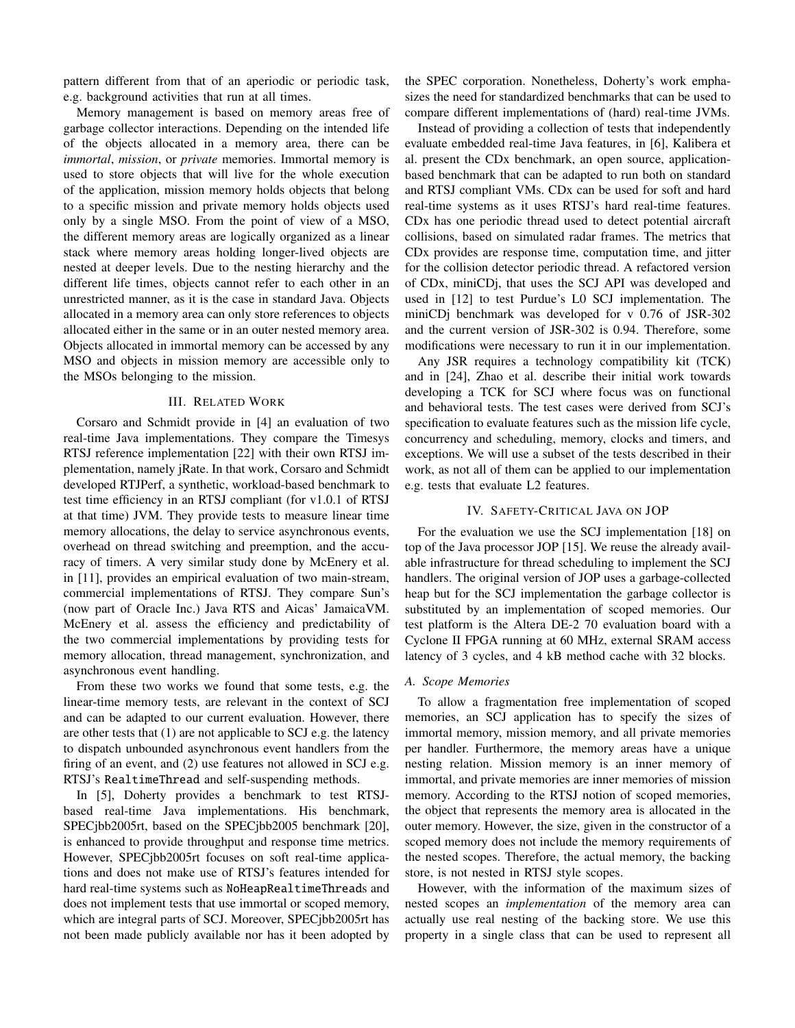pattern different from that of an aperiodic or periodic task, e.g. background activities that run at all times.

Memory management is based on memory areas free of garbage collector interactions. Depending on the intended life of the objects allocated in a memory area, there can be *immortal*, *mission*, or *private* memories. Immortal memory is used to store objects that will live for the whole execution of the application, mission memory holds objects that belong to a specific mission and private memory holds objects used only by a single MSO. From the point of view of a MSO, the different memory areas are logically organized as a linear stack where memory areas holding longer-lived objects are nested at deeper levels. Due to the nesting hierarchy and the different life times, objects cannot refer to each other in an unrestricted manner, as it is the case in standard Java. Objects allocated in a memory area can only store references to objects allocated either in the same or in an outer nested memory area. Objects allocated in immortal memory can be accessed by any MSO and objects in mission memory are accessible only to the MSOs belonging to the mission.

## III. Related Work

Corsaro and Schmidt provide in [4] an evaluation of two real-time Java implementations. They compare the Timesys RTSJ reference implementation [22] with their own RTSJ implementation, namely jRate. In that work, Corsaro and Schmidt developed RTJPerf, a synthetic, workload-based benchmark to test time efficiency in an RTSJ compliant (for v1.0.1 of RTSJ at that time) JVM. They provide tests to measure linear time memory allocations, the delay to service asynchronous events, overhead on thread switching and preemption, and the accuracy of timers. A very similar study done by McEnery et al. in [11], provides an empirical evaluation of two main-stream, commercial implementations of RTSJ. They compare Sun's (now part of Oracle Inc.) Java RTS and Aicas' JamaicaVM. McEnery et al. assess the efficiency and predictability of the two commercial implementations by providing tests for memory allocation, thread management, synchronization, and asynchronous event handling.

From these two works we found that some tests, e.g. the linear-time memory tests, are relevant in the context of SCJ and can be adapted to our current evaluation. However, there are other tests that (1) are not applicable to SCJ e.g. the latency to dispatch unbounded asynchronous event handlers from the firing of an event, and (2) use features not allowed in SCJ e.g. RTSJ's `RealtimeThread` and self-suspending methods.

In [5], Doherty provides a benchmark to test RTSJ-based real-time Java implementations. His benchmark, SPECjbb2005rt, based on the SPECjbb2005 benchmark [20], is enhanced to provide throughput and response time metrics. However, SPECjbb2005rt focuses on soft real-time applications and does not make use of RTSJ's features intended for hard real-time systems such as `NoHeapRealtimeThread`s and does not implement tests that use immortal or scoped memory, which are integral parts of SCJ. Moreover, SPECjbb2005rt has not been made publicly available nor has it been adopted by the SPEC corporation. Nonetheless, Doherty's work emphasizes the need for standardized benchmarks that can be used to compare different implementations of (hard) real-time JVMs.

Instead of providing a collection of tests that independently evaluate embedded real-time Java features, in [6], Kalibera et al. present the CDx benchmark, an open source, application-based benchmark that can be adapted to run both on standard and RTSJ compliant VMs. CDx can be used for soft and hard real-time systems as it uses RTSJ's hard real-time features. CDx has one periodic thread used to detect potential aircraft collisions, based on simulated radar frames. The metrics that CDx provides are response time, computation time, and jitter for the collision detector periodic thread. A refactored version of CDx, miniCDj, that uses the SCJ API was developed and used in [12] to test Purdue's L0 SCJ implementation. The miniCDj benchmark was developed for v 0.76 of JSR-302 and the current version of JSR-302 is 0.94. Therefore, some modifications were necessary to run it in our implementation.

Any JSR requires a technology compatibility kit (TCK) and in [24], Zhao et al. describe their initial work towards developing a TCK for SCJ where focus was on functional and behavioral tests. The test cases were derived from SCJ's specification to evaluate features such as the mission life cycle, concurrency and scheduling, memory, clocks and timers, and exceptions. We will use a subset of the tests described in their work, as not all of them can be applied to our implementation e.g. tests that evaluate L2 features.

## IV. Safety-Critical Java on JOP

For the evaluation we use the SCJ implementation [18] on top of the Java processor JOP [15]. We reuse the already available infrastructure for thread scheduling to implement the SCJ handlers. The original version of JOP uses a garbage-collected heap but for the SCJ implementation the garbage collector is substituted by an implementation of scoped memories. Our test platform is the Altera DE-2 70 evaluation board with a Cyclone II FPGA running at 60 MHz, external SRAM access latency of 3 cycles, and 4 kB method cache with 32 blocks.

### A. Scope Memories

To allow a fragmentation free implementation of scoped memories, an SCJ application has to specify the sizes of immortal memory, mission memory, and all private memories per handler. Furthermore, the memory areas have a unique nesting relation. Mission memory is an inner memory of immortal, and private memories are inner memories of mission memory. According to the RTSJ notion of scoped memories, the object that represents the memory area is allocated in the outer memory. However, the size, given in the constructor of a scoped memory does not include the memory requirements of the nested scopes. Therefore, the actual memory, the backing store, is not nested in RTSJ style scopes.

However, with the information of the maximum sizes of nested scopes an *implementation* of the memory area can actually use real nesting of the backing store. We use this property in a single class that can be used to represent all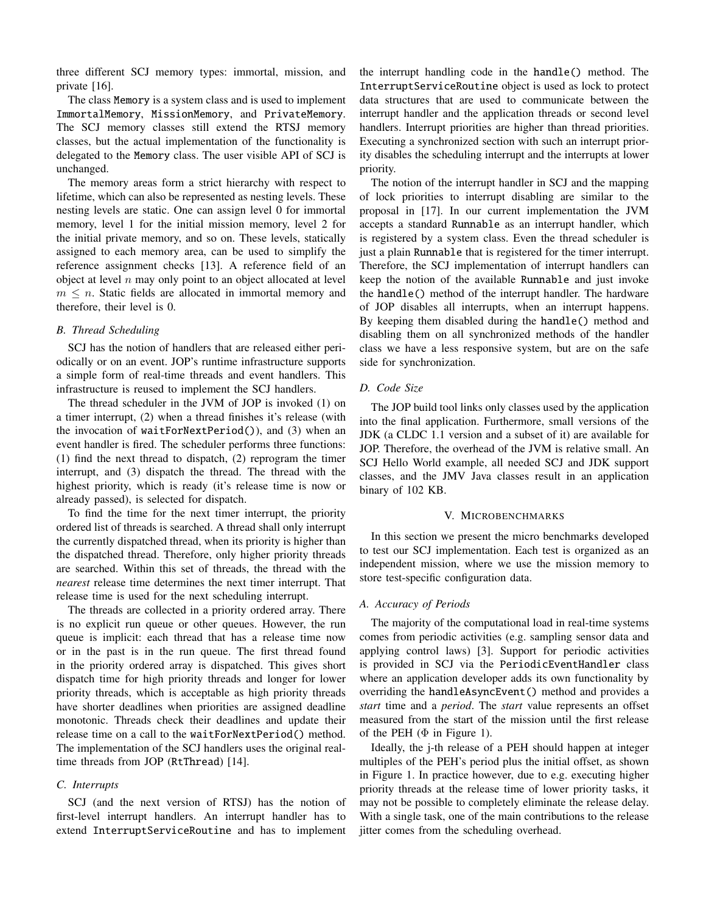three different SCJ memory types: immortal, mission, and private [16].

The class `Memory` is a system class and is used to implement `ImmortalMemory`, `MissionMemory`, and `PrivateMemory`. The SCJ memory classes still extend the RTSJ memory classes, but the actual implementation of the functionality is delegated to the `Memory` class. The user visible API of SCJ is unchanged.

The memory areas form a strict hierarchy with respect to lifetime, which can also be represented as nesting levels. These nesting levels are static. One can assign level 0 for immortal memory, level 1 for the initial mission memory, level 2 for the initial private memory, and so on. These levels, statically assigned to each memory area, can be used to simplify the reference assignment checks [13]. A reference field of an object at level $n$ may only point to an object allocated at level $m \leq n$. Static fields are allocated in immortal memory and therefore, their level is 0.

### *B. Thread Scheduling*

SCJ has the notion of handlers that are released either periodically or on an event. JOP's runtime infrastructure supports a simple form of real-time threads and event handlers. This infrastructure is reused to implement the SCJ handlers.

The thread scheduler in the JVM of JOP is invoked (1) on a timer interrupt, (2) when a thread finishes it's release (with the invocation of `waitForNextPeriod()`), and (3) when an event handler is fired. The scheduler performs three functions: (1) find the next thread to dispatch, (2) reprogram the timer interrupt, and (3) dispatch the thread. The thread with the highest priority, which is ready (it's release time is now or already passed), is selected for dispatch.

To find the time for the next timer interrupt, the priority ordered list of threads is searched. A thread shall only interrupt the currently dispatched thread, when its priority is higher than the dispatched thread. Therefore, only higher priority threads are searched. Within this set of threads, the thread with the *nearest* release time determines the next timer interrupt. That release time is used for the next scheduling interrupt.

The threads are collected in a priority ordered array. There is no explicit run queue or other queues. However, the run queue is implicit: each thread that has a release time now or in the past is in the run queue. The first thread found in the priority ordered array is dispatched. This gives short dispatch time for high priority threads and longer for lower priority threads, which is acceptable as high priority threads have shorter deadlines when priorities are assigned deadline monotonic. Threads check their deadlines and update their release time on a call to the `waitForNextPeriod()` method. The implementation of the SCJ handlers uses the original real-time threads from JOP (`RtThread`) [14].

### *C. Interrupts*

SCJ (and the next version of RTSJ) has the notion of first-level interrupt handlers. An interrupt handler has to extend `InterruptServiceRoutine` and has to implement the interrupt handling code in the `handle()` method. The `InterruptServiceRoutine` object is used as lock to protect data structures that are used to communicate between the interrupt handler and the application threads or second level handlers. Interrupt priorities are higher than thread priorities. Executing a synchronized section with such an interrupt priority disables the scheduling interrupt and the interrupts at lower priority.

The notion of the interrupt handler in SCJ and the mapping of lock priorities to interrupt disabling are similar to the proposal in [17]. In our current implementation the JVM accepts a standard `Runnable` as an interrupt handler, which is registered by a system class. Even the thread scheduler is just a plain `Runnable` that is registered for the timer interrupt. Therefore, the SCJ implementation of interrupt handlers can keep the notion of the available `Runnable` and just invoke the `handle()` method of the interrupt handler. The hardware of JOP disables all interrupts, when an interrupt happens. By keeping them disabled during the `handle()` method and disabling them on all synchronized methods of the handler class we have a less responsive system, but are on the safe side for synchronization.

### *D. Code Size*

The JOP build tool links only classes used by the application into the final application. Furthermore, small versions of the JDK (a CLDC 1.1 version and a subset of it) are available for JOP. Therefore, the overhead of the JVM is relative small. An SCJ Hello World example, all needed SCJ and JDK support classes, and the JMV Java classes result in an application binary of 102 KB.

## V. MICROBENCHMARKS

In this section we present the micro benchmarks developed to test our SCJ implementation. Each test is organized as an independent mission, where we use the mission memory to store test-specific configuration data.

### *A. Accuracy of Periods*

The majority of the computational load in real-time systems comes from periodic activities (e.g. sampling sensor data and applying control laws) [3]. Support for periodic activities is provided in SCJ via the `PeriodicEventHandler` class where an application developer adds its own functionality by overriding the `handleAsyncEvent()` method and provides a *start* time and a *period*. The *start* value represents an offset measured from the start of the mission until the first release of the PEH ($\Phi$ in Figure 1).

Ideally, the j-th release of a PEH should happen at integer multiples of the PEH's period plus the initial offset, as shown in Figure 1. In practice however, due to e.g. executing higher priority threads at the release time of lower priority tasks, it may not be possible to completely eliminate the release delay. With a single task, one of the main contributions to the release jitter comes from the scheduling overhead.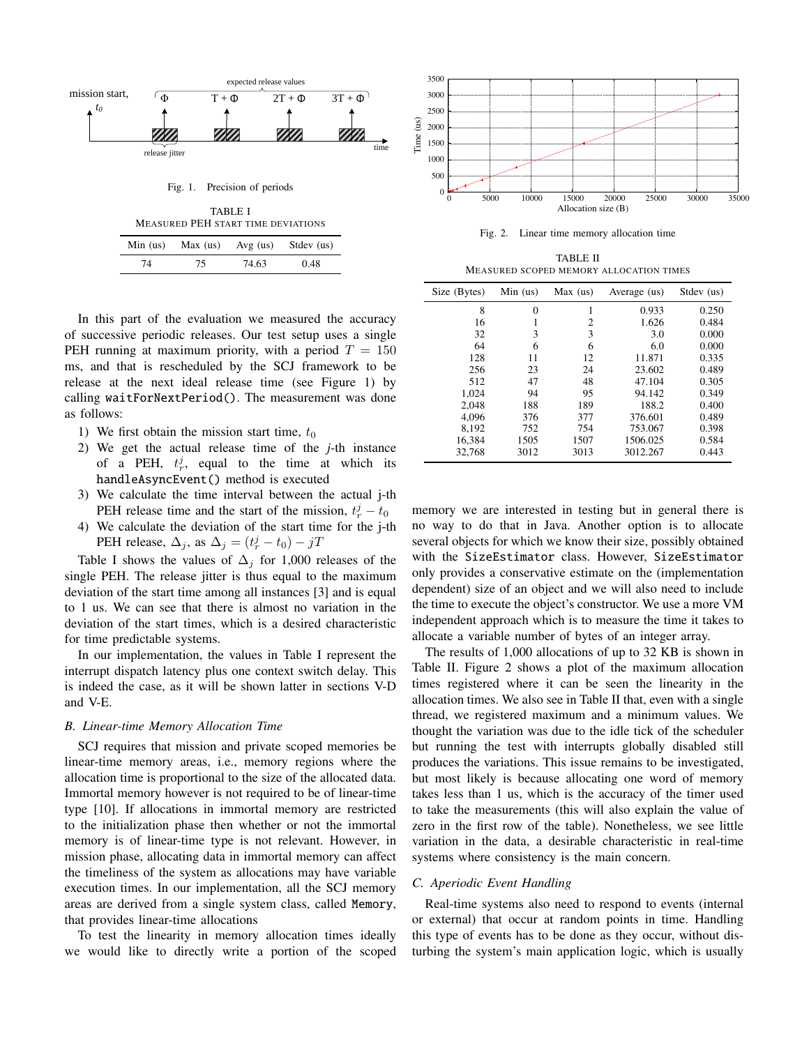Fig. 1. Precision of periods

TABLE I
MEASURED PEH START TIME DEVIATIONS

| Min (us) | Max (us) | Avg (us) | Stdev (us) |
|---|---|---|---|
| 74 | 75 | 74.63 | 0.48 |

In this part of the evaluation we measured the accuracy of successive periodic releases. Our test setup uses a single PEH running at maximum priority, with a period $T = 150$ ms, and that is rescheduled by the SCJ framework to be release at the next ideal release time (see Figure 1) by calling `waitForNextPeriod()`. The measurement was done as follows:

1) We first obtain the mission start time, $t_0$
2) We get the actual release time of the *j*-th instance of a PEH, $t_r^j$, equal to the time at which its `handleAsyncEvent()` method is executed
3) We calculate the time interval between the actual j-th PEH release time and the start of the mission, $t_r^j - t_0$
4) We calculate the deviation of the start time for the j-th PEH release, $\Delta_j$, as $\Delta_j = (t_r^j - t_0) - jT$

Table I shows the values of $\Delta_j$ for 1,000 releases of the single PEH. The release jitter is thus equal to the maximum deviation of the start time among all instances [3] and is equal to 1 us. We can see that there is almost no variation in the deviation of the start times, which is a desired characteristic for time predictable systems.

In our implementation, the values in Table I represent the interrupt dispatch latency plus one context switch delay. This is indeed the case, as it will be shown latter in sections V-D and V-E.

### B. Linear-time Memory Allocation Time

SCJ requires that mission and private scoped memories be linear-time memory areas, i.e., memory regions where the allocation time is proportional to the size of the allocated data. Immortal memory however is not required to be of linear-time type [10]. If allocations in immortal memory are restricted to the initialization phase then whether or not the immortal memory is of linear-time type is not relevant. However, in mission phase, allocating data in immortal memory can affect the timeliness of the system as allocations may have variable execution times. In our implementation, all the SCJ memory areas are derived from a single system class, called `Memory`, that provides linear-time allocations

To test the linearity in memory allocation times ideally we would like to directly write a portion of the scoped memory we are interested in testing but in general there is no way to do that in Java. Another option is to allocate several objects for which we know their size, possibly obtained with the `SizeEstimator` class. However, `SizeEstimator` only provides a conservative estimate on the (implementation dependent) size of an object and we will also need to include the time to execute the object's constructor. We use a more VM independent approach which is to measure the time it takes to allocate a variable number of bytes of an integer array.

Fig. 2. Linear time memory allocation time

TABLE II
MEASURED SCOPED MEMORY ALLOCATION TIMES

| Size (Bytes) | Min (us) | Max (us) | Average (us) | Stdev (us) |
|---|---|---|---|---|
| 8 | 0 | 1 | 0.933 | 0.250 |
| 16 | 1 | 2 | 1.626 | 0.484 |
| 32 | 3 | 3 | 3.0 | 0.000 |
| 64 | 6 | 6 | 6.0 | 0.000 |
| 128 | 11 | 12 | 11.871 | 0.335 |
| 256 | 23 | 24 | 23.602 | 0.489 |
| 512 | 47 | 48 | 47.104 | 0.305 |
| 1,024 | 94 | 95 | 94.142 | 0.349 |
| 2,048 | 188 | 189 | 188.2 | 0.400 |
| 4,096 | 376 | 377 | 376.601 | 0.489 |
| 8,192 | 752 | 754 | 753.067 | 0.398 |
| 16,384 | 1505 | 1507 | 1506.025 | 0.584 |
| 32,768 | 3012 | 3013 | 3012.267 | 0.443 |

The results of 1,000 allocations of up to 32 KB is shown in Table II. Figure 2 shows a plot of the maximum allocation times registered where it can be seen the linearity in the allocation times. We also see in Table II that, even with a single thread, we registered maximum and a minimum values. We thought the variation was due to the idle tick of the scheduler but running the test with interrupts globally disabled still produces the variations. This issue remains to be investigated, but most likely is because allocating one word of memory takes less than 1 us, which is the accuracy of the timer used to take the measurements (this will also explain the value of zero in the first row of the table). Nonetheless, we see little variation in the data, a desirable characteristic in real-time systems where consistency is the main concern.

### C. Aperiodic Event Handling

Real-time systems also need to respond to events (internal or external) that occur at random points in time. Handling this type of events has to be done as they occur, without disturbing the system's main application logic, which is usually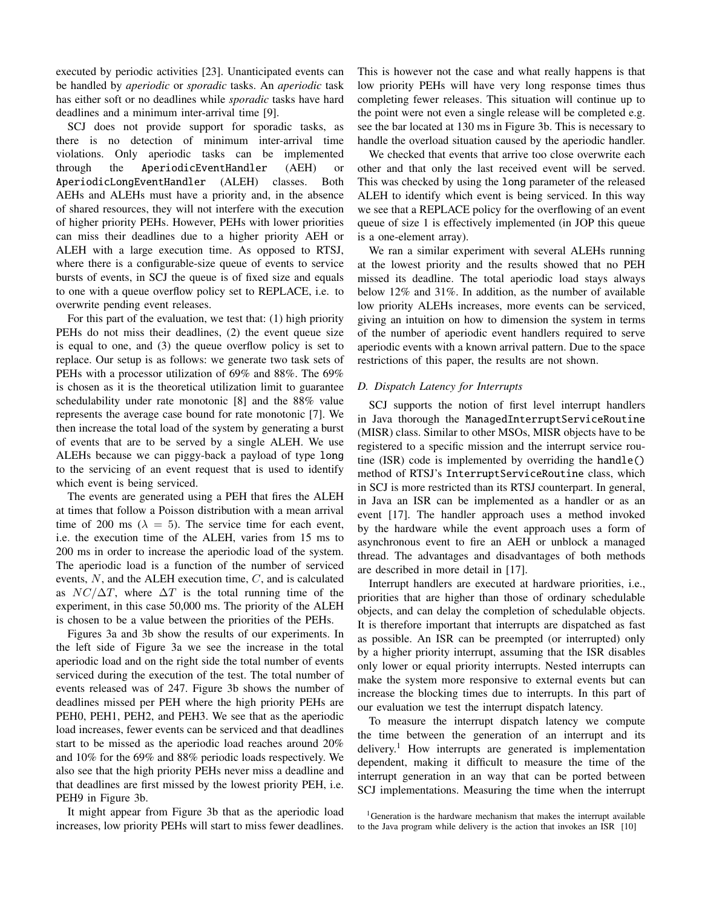executed by periodic activities [23]. Unanticipated events can be handled by *aperiodic* or *sporadic* tasks. An *aperiodic* task has either soft or no deadlines while *sporadic* tasks have hard deadlines and a minimum inter-arrival time [9].

SCJ does not provide support for sporadic tasks, as there is no detection of minimum inter-arrival time violations. Only aperiodic tasks can be implemented through the `AperiodicEventHandler` (AEH) or `AperiodicLongEventHandler` (ALEH) classes. Both AEHs and ALEHs must have a priority and, in the absence of shared resources, they will not interfere with the execution of higher priority PEHs. However, PEHs with lower priorities can miss their deadlines due to a higher priority AEH or ALEH with a large execution time. As opposed to RTSJ, where there is a configurable-size queue of events to service bursts of events, in SCJ the queue is of fixed size and equals to one with a queue overflow policy set to REPLACE, i.e. to overwrite pending event releases.

For this part of the evaluation, we test that: (1) high priority PEHs do not miss their deadlines, (2) the event queue size is equal to one, and (3) the queue overflow policy is set to replace. Our setup is as follows: we generate two task sets of PEHs with a processor utilization of 69% and 88%. The 69% is chosen as it is the theoretical utilization limit to guarantee schedulability under rate monotonic [8] and the 88% value represents the average case bound for rate monotonic [7]. We then increase the total load of the system by generating a burst of events that are to be served by a single ALEH. We use ALEHs because we can piggy-back a payload of type `long` to the servicing of an event request that is used to identify which event is being serviced.

The events are generated using a PEH that fires the ALEH at times that follow a Poisson distribution with a mean arrival time of 200 ms ($\lambda = 5$). The service time for each event, i.e. the execution time of the ALEH, varies from 15 ms to 200 ms in order to increase the aperiodic load of the system. The aperiodic load is a function of the number of serviced events, $N$, and the ALEH execution time, $C$, and is calculated as $NC/\Delta T$, where $\Delta T$ is the total running time of the experiment, in this case 50,000 ms. The priority of the ALEH is chosen to be a value between the priorities of the PEHs.

Figures 3a and 3b show the results of our experiments. In the left side of Figure 3a we see the increase in the total aperiodic load and on the right side the total number of events serviced during the execution of the test. The total number of events released was of 247. Figure 3b shows the number of deadlines missed per PEH where the high priority PEHs are PEH0, PEH1, PEH2, and PEH3. We see that as the aperiodic load increases, fewer events can be serviced and that deadlines start to be missed as the aperiodic load reaches around 20% and 10% for the 69% and 88% periodic loads respectively. We also see that the high priority PEHs never miss a deadline and that deadlines are first missed by the lowest priority PEH, i.e. PEH9 in Figure 3b.

It might appear from Figure 3b that as the aperiodic load increases, low priority PEHs will start to miss fewer deadlines. This is however not the case and what really happens is that low priority PEHs will have very long response times thus completing fewer releases. This situation will continue up to the point were not even a single release will be completed e.g. see the bar located at 130 ms in Figure 3b. This is necessary to handle the overload situation caused by the aperiodic handler.

We checked that events that arrive too close overwrite each other and that only the last received event will be served. This was checked by using the `long` parameter of the released ALEH to identify which event is being serviced. In this way we see that a REPLACE policy for the overflowing of an event queue of size 1 is effectively implemented (in JOP this queue is a one-element array).

We ran a similar experiment with several ALEHs running at the lowest priority and the results showed that no PEH missed its deadline. The total aperiodic load stays always below 12% and 31%. In addition, as the number of available low priority ALEHs increases, more events can be serviced, giving an intuition on how to dimension the system in terms of the number of aperiodic event handlers required to serve aperiodic events with a known arrival pattern. Due to the space restrictions of this paper, the results are not shown.

### D. Dispatch Latency for Interrupts

SCJ supports the notion of first level interrupt handlers in Java thorough the `ManagedInterruptServiceRoutine` (MISR) class. Similar to other MSOs, MISR objects have to be registered to a specific mission and the interrupt service routine (ISR) code is implemented by overriding the `handle()` method of RTSJ's `InterruptServiceRoutine` class, which in SCJ is more restricted than its RTSJ counterpart. In general, in Java an ISR can be implemented as a handler or as an event [17]. The handler approach uses a method invoked by the hardware while the event approach uses a form of asynchronous event to fire an AEH or unblock a managed thread. The advantages and disadvantages of both methods are described in more detail in [17].

Interrupt handlers are executed at hardware priorities, i.e., priorities that are higher than those of ordinary schedulable objects, and can delay the completion of schedulable objects. It is therefore important that interrupts are dispatched as fast as possible. An ISR can be preempted (or interrupted) only by a higher priority interrupt, assuming that the ISR disables only lower or equal priority interrupts. Nested interrupts can make the system more responsive to external events but can increase the blocking times due to interrupts. In this part of our evaluation we test the interrupt dispatch latency.

To measure the interrupt dispatch latency we compute the time between the generation of an interrupt and its delivery.[1] How interrupts are generated is implementation dependent, making it difficult to measure the time of the interrupt generation in an way that can be ported between SCJ implementations. Measuring the time when the interrupt

[1] Generation is the hardware mechanism that makes the interrupt available to the Java program while delivery is the action that invokes an ISR [10]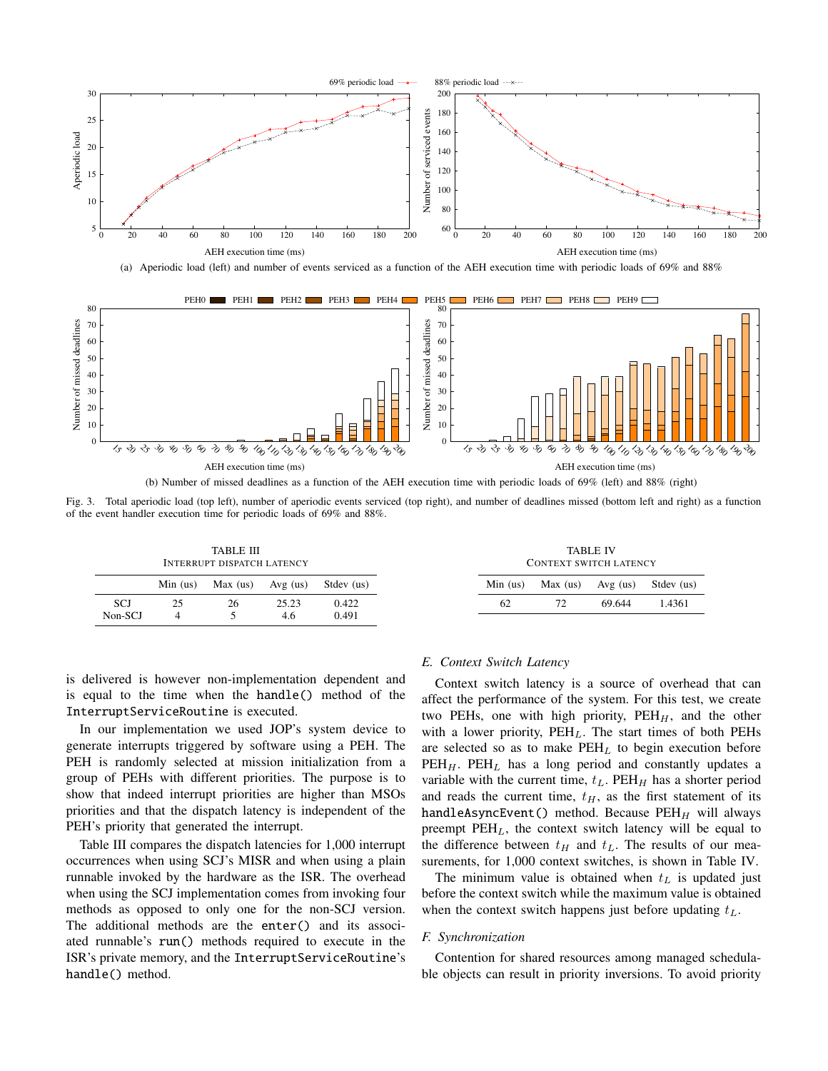(a) Aperiodic load (left) and number of events serviced as a function of the AEH execution time with periodic loads of 69% and 88%

(b) Number of missed deadlines as a function of the AEH execution time with periodic loads of 69% (left) and 88% (right)

Fig. 3. Total aperiodic load (top left), number of aperiodic events serviced (top right), and number of deadlines missed (bottom left and right) as a function of the event handler execution time for periodic loads of 69% and 88%.

TABLE III
INTERRUPT DISPATCH LATENCY

| | Min (us) | Max (us) | Avg (us) | Stdev (us) |
|---|---|---|---|---|
| SCJ | 25 | 26 | 25.23 | 0.422 |
| Non-SCJ | 4 | 5 | 4.6 | 0.491 |

TABLE IV
CONTEXT SWITCH LATENCY

| Min (us) | Max (us) | Avg (us) | Stdev (us) |
|---|---|---|---|
| 62 | 72 | 69.644 | 1.4361 |

is delivered is however non-implementation dependent and is equal to the time when the `handle()` method of the `InterruptServiceRoutine` is executed.

In our implementation we used JOP's system device to generate interrupts triggered by software using a PEH. The PEH is randomly selected at mission initialization from a group of PEHs with different priorities. The purpose is to show that indeed interrupt priorities are higher than MSOs priorities and that the dispatch latency is independent of the PEH's priority that generated the interrupt.

Table III compares the dispatch latencies for 1,000 interrupt occurrences when using SCJ's MISR and when using a plain runnable invoked by the hardware as the ISR. The overhead when using the SCJ implementation comes from invoking four methods as opposed to only one for the non-SCJ version. The additional methods are the `enter()` and its associated runnable's `run()` methods required to execute in the ISR's private memory, and the `InterruptServiceRoutine`'s `handle()` method.

### *E. Context Switch Latency*

Context switch latency is a source of overhead that can affect the performance of the system. For this test, we create two PEHs, one with high priority, PEH$_H$, and the other with a lower priority, PEH$_L$. The start times of both PEHs are selected so as to make PEH$_L$ to begin execution before PEH$_H$. PEH$_L$ has a long period and constantly updates a variable with the current time, $t_L$. PEH$_H$ has a shorter period and reads the current time, $t_H$, as the first statement of its `handleAsyncEvent()` method. Because PEH$_H$ will always preempt PEH$_L$, the context switch latency will be equal to the difference between $t_H$ and $t_L$. The results of our measurements, for 1,000 context switches, is shown in Table IV.

The minimum value is obtained when $t_L$ is updated just before the context switch while the maximum value is obtained when the context switch happens just before updating $t_L$.

### *F. Synchronization*

Contention for shared resources among managed schedulable objects can result in priority inversions. To avoid priority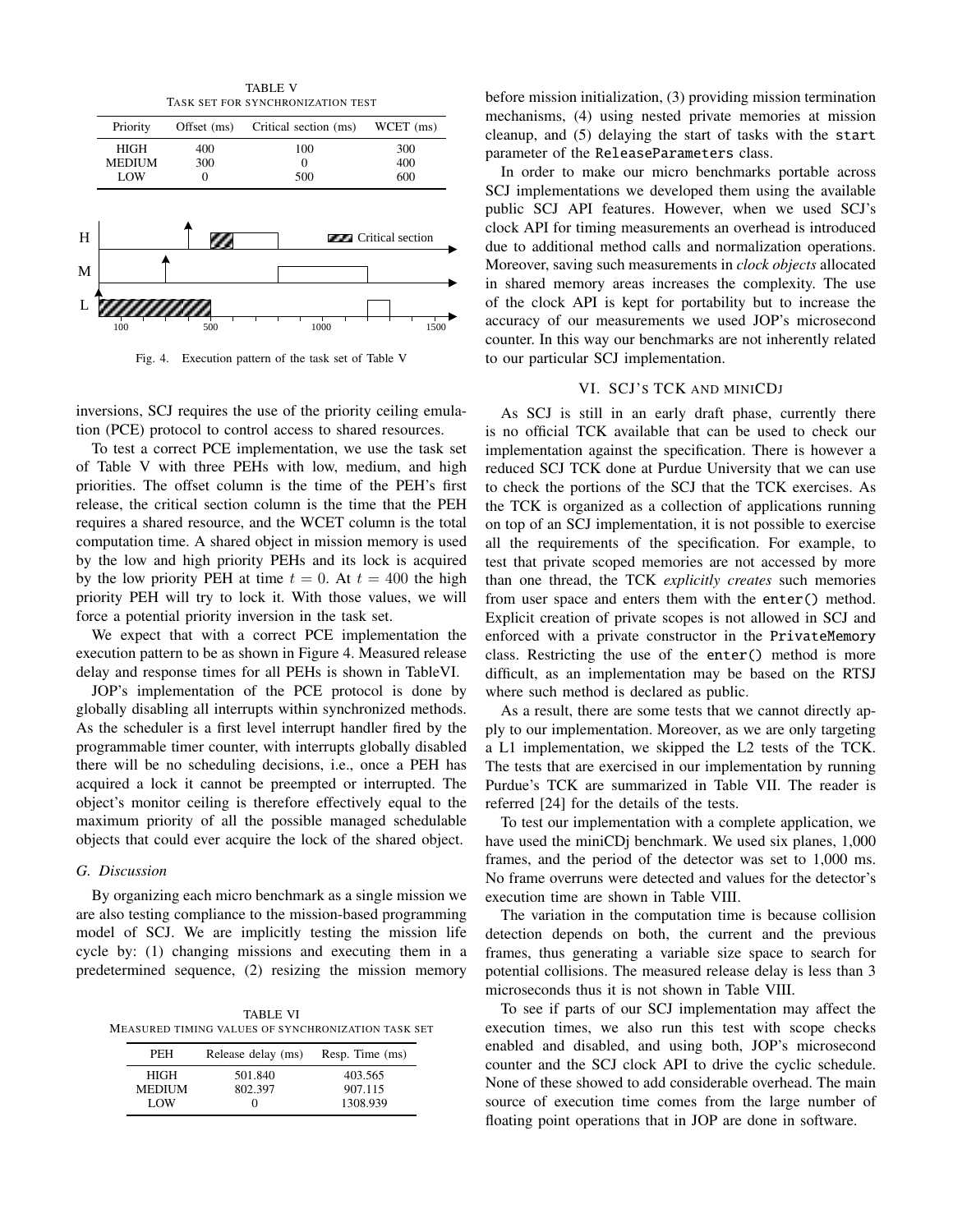TABLE V
TASK SET FOR SYNCHRONIZATION TEST

| Priority | Offset (ms) | Critical section (ms) | WCET (ms) |
|---|---|---|---|
| HIGH | 400 | 100 | 300 |
| MEDIUM | 300 | 0 | 400 |
| LOW | 0 | 500 | 600 |

Fig. 4. Execution pattern of the task set of Table V

inversions, SCJ requires the use of the priority ceiling emulation (PCE) protocol to control access to shared resources.

To test a correct PCE implementation, we use the task set of Table V with three PEHs with low, medium, and high priorities. The offset column is the time of the PEH's first release, the critical section column is the time that the PEH requires a shared resource, and the WCET column is the total computation time. A shared object in mission memory is used by the low and high priority PEHs and its lock is acquired by the low priority PEH at time $t = 0$. At $t = 400$ the high priority PEH will try to lock it. With those values, we will force a potential priority inversion in the task set.

We expect that with a correct PCE implementation the execution pattern to be as shown in Figure 4. Measured release delay and response times for all PEHs is shown in TableVI.

JOP's implementation of the PCE protocol is done by globally disabling all interrupts within synchronized methods. As the scheduler is a first level interrupt handler fired by the programmable timer counter, with interrupts globally disabled there will be no scheduling decisions, i.e., once a PEH has acquired a lock it cannot be preempted or interrupted. The object's monitor ceiling is therefore effectively equal to the maximum priority of all the possible managed schedulable objects that could ever acquire the lock of the shared object.

### G. Discussion

By organizing each micro benchmark as a single mission we are also testing compliance to the mission-based programming model of SCJ. We are implicitly testing the mission life cycle by: (1) changing missions and executing them in a predetermined sequence, (2) resizing the mission memory before mission initialization, (3) providing mission termination mechanisms, (4) using nested private memories at mission cleanup, and (5) delaying the start of tasks with the `start` parameter of the `ReleaseParameters` class.

TABLE VI
MEASURED TIMING VALUES OF SYNCHRONIZATION TASK SET

| PEH | Release delay (ms) | Resp. Time (ms) |
|---|---|---|
| HIGH | 501.840 | 403.565 |
| MEDIUM | 802.397 | 907.115 |
| LOW | 0 | 1308.939 |

In order to make our micro benchmarks portable across SCJ implementations we developed them using the available public SCJ API features. However, when we used SCJ's clock API for timing measurements an overhead is introduced due to additional method calls and normalization operations. Moreover, saving such measurements in *clock objects* allocated in shared memory areas increases the complexity. The use of the clock API is kept for portability but to increase the accuracy of our measurements we used JOP's microsecond counter. In this way our benchmarks are not inherently related to our particular SCJ implementation.

## VI. SCJ's TCK and miniCDj

As SCJ is still in an early draft phase, currently there is no official TCK available that can be used to check our implementation against the specification. There is however a reduced SCJ TCK done at Purdue University that we can use to check the portions of the SCJ that the TCK exercises. As the TCK is organized as a collection of applications running on top of an SCJ implementation, it is not possible to exercise all the requirements of the specification. For example, to test that private scoped memories are not accessed by more than one thread, the TCK *explicitly creates* such memories from user space and enters them with the `enter()` method. Explicit creation of private scopes is not allowed in SCJ and enforced with a private constructor in the `PrivateMemory` class. Restricting the use of the `enter()` method is more difficult, as an implementation may be based on the RTSJ where such method is declared as public.

As a result, there are some tests that we cannot directly apply to our implementation. Moreover, as we are only targeting a L1 implementation, we skipped the L2 tests of the TCK. The tests that are exercised in our implementation by running Purdue's TCK are summarized in Table VII. The reader is referred [24] for the details of the tests.

To test our implementation with a complete application, we have used the miniCDj benchmark. We used six planes, 1,000 frames, and the period of the detector was set to 1,000 ms. No frame overruns were detected and values for the detector's execution time are shown in Table VIII.

The variation in the computation time is because collision detection depends on both, the current and the previous frames, thus generating a variable size space to search for potential collisions. The measured release delay is less than 3 microseconds thus it is not shown in Table VIII.

To see if parts of our SCJ implementation may affect the execution times, we also run this test with scope checks enabled and disabled, and using both, JOP's microsecond counter and the SCJ clock API to drive the cyclic schedule. None of these showed to add considerable overhead. The main source of execution time comes from the large number of floating point operations that in JOP are done in software.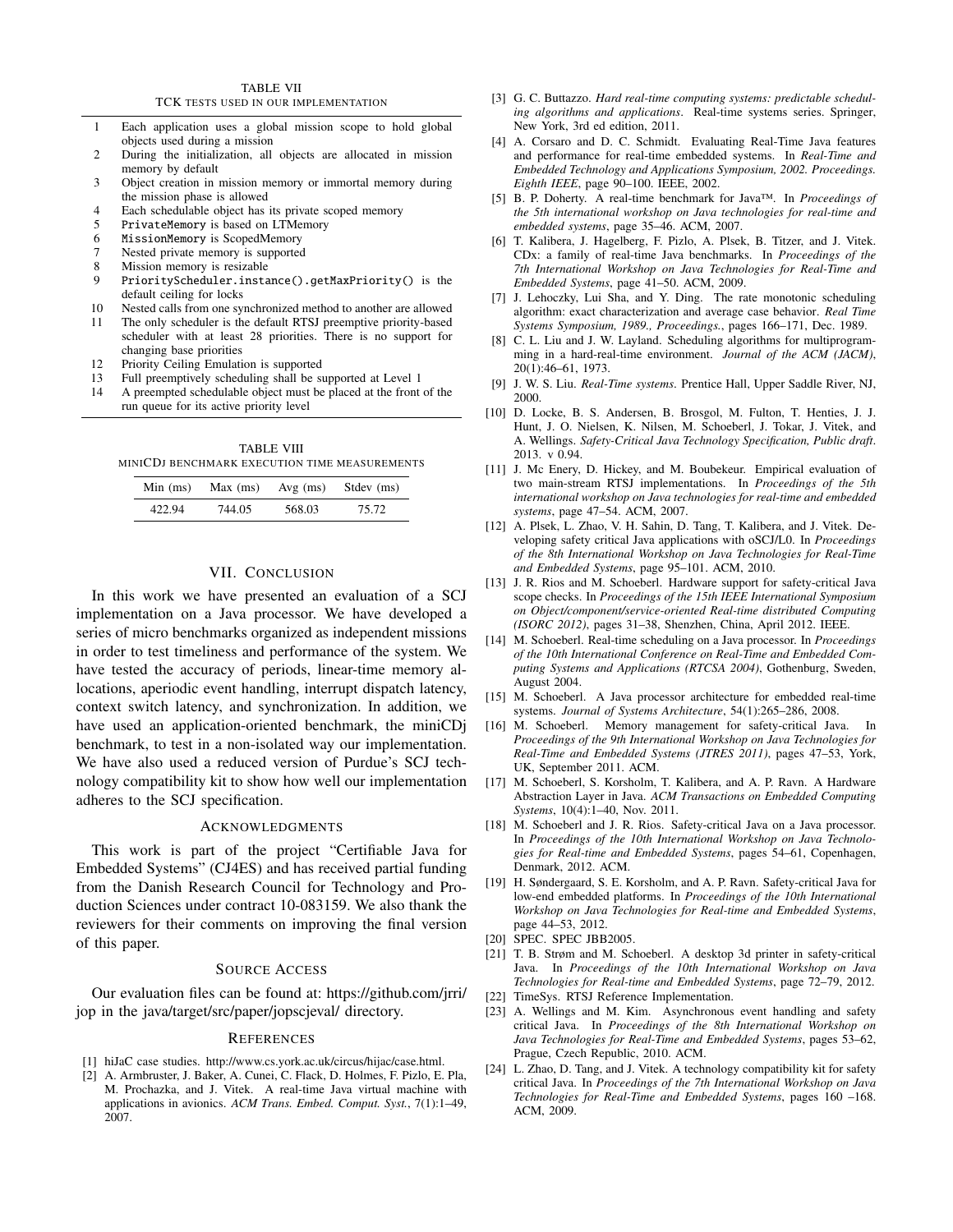TABLE VII
TCK TESTS USED IN OUR IMPLEMENTATION

| | |
|---|---|
| 1 | Each application uses a global mission scope to hold global objects used during a mission |
| 2 | During the initialization, all objects are allocated in mission memory by default |
| 3 | Object creation in mission memory or immortal memory during the mission phase is allowed |
| 4 | Each schedulable object has its private scoped memory |
| 5 | `PrivateMemory` is based on LTMemory |
| 6 | `MissionMemory` is ScopedMemory |
| 7 | Nested private memory is supported |
| 8 | Mission memory is resizable |
| 9 | `PriorityScheduler.instance().getMaxPriority()` is the default ceiling for locks |
| 10 | Nested calls from one synchronized method to another are allowed |
| 11 | The only scheduler is the default RTSJ preemptive priority-based scheduler with at least 28 priorities. There is no support for changing base priorities |
| 12 | Priority Ceiling Emulation is supported |
| 13 | Full preemptively scheduling shall be supported at Level 1 |
| 14 | A preempted schedulable object must be placed at the front of the run queue for its active priority level |

TABLE VIII
MINICDJ BENCHMARK EXECUTION TIME MEASUREMENTS

| Min (ms) | Max (ms) | Avg (ms) | Stdev (ms) |
|---|---|---|---|
| 422.94 | 744.05 | 568.03 | 75.72 |

## VII. CONCLUSION

In this work we have presented an evaluation of a SCJ implementation on a Java processor. We have developed a series of micro benchmarks organized as independent missions in order to test timeliness and performance of the system. We have tested the accuracy of periods, linear-time memory allocations, aperiodic event handling, interrupt dispatch latency, context switch latency, and synchronization. In addition, we have used an application-oriented benchmark, the miniCDj benchmark, to test in a non-isolated way our implementation. We have also used a reduced version of Purdue's SCJ technology compatibility kit to show how well our implementation adheres to the SCJ specification.

### ACKNOWLEDGMENTS

This work is part of the project "Certifiable Java for Embedded Systems" (CJ4ES) and has received partial funding from the Danish Research Council for Technology and Production Sciences under contract 10-083159. We also thank the reviewers for their comments on improving the final version of this paper.

### SOURCE ACCESS

Our evaluation files can be found at: https://github.com/jrri/jop in the java/target/src/paper/jopscjeval/ directory.

### REFERENCES

[1] hiJaC case studies. http://www.cs.york.ac.uk/circus/hijac/case.html.

[2] A. Armbruster, J. Baker, A. Cunei, C. Flack, D. Holmes, F. Pizlo, E. Pla, M. Prochazka, and J. Vitek. A real-time Java virtual machine with applications in avionics. *ACM Trans. Embed. Comput. Syst.*, 7(1):1–49, 2007.

[3] G. C. Buttazzo. *Hard real-time computing systems: predictable scheduling algorithms and applications*. Real-time systems series. Springer, New York, 3rd ed edition, 2011.

[4] A. Corsaro and D. C. Schmidt. Evaluating Real-Time Java features and performance for real-time embedded systems. In *Real-Time and Embedded Technology and Applications Symposium, 2002. Proceedings. Eighth IEEE*, page 90–100. IEEE, 2002.

[5] B. P. Doherty. A real-time benchmark for Java™. In *Proceedings of the 5th international workshop on Java technologies for real-time and embedded systems*, page 35–46. ACM, 2007.

[6] T. Kalibera, J. Hagelberg, F. Pizlo, A. Plsek, B. Titzer, and J. Vitek. CDx: a family of real-time Java benchmarks. In *Proceedings of the 7th International Workshop on Java Technologies for Real-Time and Embedded Systems*, page 41–50. ACM, 2009.

[7] J. Lehoczky, Lui Sha, and Y. Ding. The rate monotonic scheduling algorithm: exact characterization and average case behavior. *Real Time Systems Symposium, 1989., Proceedings.*, pages 166–171, Dec. 1989.

[8] C. L. Liu and J. W. Layland. Scheduling algorithms for multiprogramming in a hard-real-time environment. *Journal of the ACM (JACM)*, 20(1):46–61, 1973.

[9] J. W. S. Liu. *Real-Time systems*. Prentice Hall, Upper Saddle River, NJ, 2000.

[10] D. Locke, B. S. Andersen, B. Brosgol, M. Fulton, T. Henties, J. J. Hunt, J. O. Nielsen, K. Nilsen, M. Schoeberl, J. Tokar, J. Vitek, and A. Wellings. *Safety-Critical Java Technology Specification, Public draft*. 2013. v 0.94.

[11] J. Mc Enery, D. Hickey, and M. Boubekeur. Empirical evaluation of two main-stream RTSJ implementations. In *Proceedings of the 5th international workshop on Java technologies for real-time and embedded systems*, page 47–54. ACM, 2007.

[12] A. Plsek, L. Zhao, V. H. Sahin, D. Tang, T. Kalibera, and J. Vitek. Developing safety critical Java applications with oSCJ/L0. In *Proceedings of the 8th International Workshop on Java Technologies for Real-Time and Embedded Systems*, page 95–101. ACM, 2010.

[13] J. R. Rios and M. Schoeberl. Hardware support for safety-critical Java scope checks. In *Proceedings of the 15th IEEE International Symposium on Object/component/service-oriented Real-time distributed Computing (ISORC 2012)*, pages 31–38, Shenzhen, China, April 2012. IEEE.

[14] M. Schoeberl. Real-time scheduling on a Java processor. In *Proceedings of the 10th International Conference on Real-Time and Embedded Computing Systems and Applications (RTCSA 2004)*, Gothenburg, Sweden, August 2004.

[15] M. Schoeberl. A Java processor architecture for embedded real-time systems. *Journal of Systems Architecture*, 54(1):265–286, 2008.

[16] M. Schoeberl. Memory management for safety-critical Java. In *Proceedings of the 9th International Workshop on Java Technologies for Real-Time and Embedded Systems (JTRES 2011)*, pages 47–53, York, UK, September 2011. ACM.

[17] M. Schoeberl, S. Korsholm, T. Kalibera, and A. P. Ravn. A Hardware Abstraction Layer in Java. *ACM Transactions on Embedded Computing Systems*, 10(4):1–40, Nov. 2011.

[18] M. Schoeberl and J. R. Rios. Safety-critical Java on a Java processor. In *Proceedings of the 10th International Workshop on Java Technologies for Real-time and Embedded Systems*, pages 54–61, Copenhagen, Denmark, 2012. ACM.

[19] H. Søndergaard, S. E. Korsholm, and A. P. Ravn. Safety-critical Java for low-end embedded platforms. In *Proceedings of the 10th International Workshop on Java Technologies for Real-time and Embedded Systems*, page 44–53, 2012.

[20] SPEC. SPEC JBB2005.

[21] T. B. Strøm and M. Schoeberl. A desktop 3d printer in safety-critical Java. In *Proceedings of the 10th International Workshop on Java Technologies for Real-time and Embedded Systems*, page 72–79, 2012.

[22] TimeSys. RTSJ Reference Implementation.

[23] A. Wellings and M. Kim. Asynchronous event handling and safety critical Java. In *Proceedings of the 8th International Workshop on Java Technologies for Real-Time and Embedded Systems*, pages 53–62, Prague, Czech Republic, 2010. ACM.

[24] L. Zhao, D. Tang, and J. Vitek. A technology compatibility kit for safety critical Java. In *Proceedings of the 7th International Workshop on Java Technologies for Real-Time and Embedded Systems*, pages 160 –168. ACM, 2009.